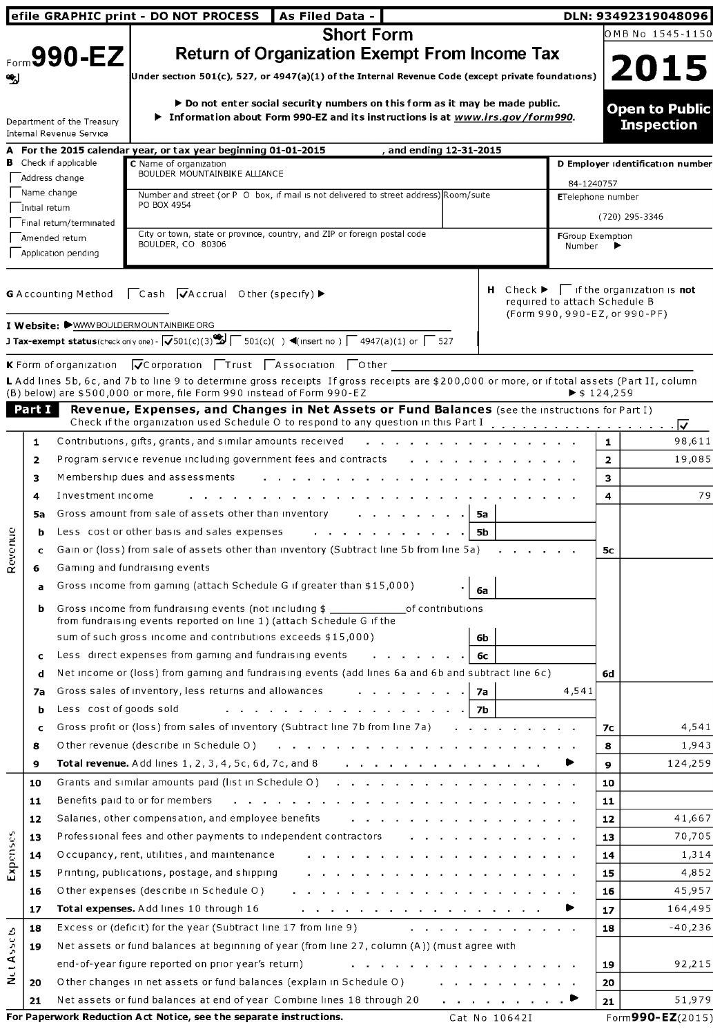efile GRAPHIC print - DO NOT PROCESS | As Filed Data - | DLN: 93492319048096

Form **990-EZ**

# Short Form
## Return of Organization Exempt From Income Tax

**Under section 501(c), 527, or 4947(a)(1) of the Internal Revenue Code (except private foundations)**

▶ Do not enter social security numbers on this form as it may be made public.
▶ Information about Form 990-EZ and its instructions is at www.irs.gov/form990.

Department of the Treasury
Internal Revenue Service

OMB No 1545-1150

**2015**

**Open to Public Inspection**

**A** For the 2015 calendar year, or tax year beginning 01-01-2015 , and ending 12-31-2015

**B** Check if applicable
- ☐ Address change
- ☐ Name change
- ☐ Initial return
- ☐ Final return/terminated
- ☐ Amended return
- ☐ Application pending

**C** Name of organization
BOULDER MOUNTAINBIKE ALLIANCE

Number and street (or P O box, if mail is not delivered to street address) Room/suite
PO BOX 4954

City or town, state or province, country, and ZIP or foreign postal code
BOULDER, CO 80306

**D** Employer identification number
84-1240757

**E** Telephone number
(720) 295-3346

**F** Group Exemption Number ▶

**G** Accounting Method ☐ Cash ☑ Accrual Other (specify) ▶

**H** Check ▶ ☐ if the organization is **not** required to attach Schedule B (Form 990, 990-EZ, or 990-PF)

**I Website:** ▶WWW BOULDERMOUNTAINBIKE ORG

**J Tax-exempt status** (check only one) - ☑ 501(c)(3) ☐ 501(c)( ) ◀(insert no ) ☐ 4947(a)(1) or ☐ 527

**K** Form of organization ☑ Corporation ☐ Trust ☐ Association ☐ Other

**L** Add lines 5b, 6c, and 7b to line 9 to determine gross receipts If gross receipts are $200,000 or more, or if total assets (Part II, column (B) below) are $500,000 or more, file Form 990 instead of Form 990-EZ ▶ $ 124,259

**Part I** **Revenue, Expenses, and Changes in Net Assets or Fund Balances** (see the instructions for Part I)
Check if the organization used Schedule O to respond to any question in this Part I ☑

| | Line | Description | Sub-line | Sub-amount | Line | Amount |
|---|---|---|---|---|---|---|
| Revenue | 1 | Contributions, gifts, grants, and similar amounts received | | | 1 | 98,611 |
| | 2 | Program service revenue including government fees and contracts | | | 2 | 19,085 |
| | 3 | Membership dues and assessments | | | 3 | |
| | 4 | Investment income | | | 4 | 79 |
| | 5a | Gross amount from sale of assets other than inventory | 5a | | | |
| | b | Less cost or other basis and sales expenses | 5b | | | |
| | c | Gain or (loss) from sale of assets other than inventory (Subtract line 5b from line 5a) | | | 5c | |
| | 6 | Gaming and fundraising events | | | | |
| | a | Gross income from gaming (attach Schedule G if greater than $15,000) | 6a | | | |
| | b | Gross income from fundraising events (not including $ ____ of contributions from fundraising events reported on line 1) (attach Schedule G if the sum of such gross income and contributions exceeds $15,000) | 6b | | | |
| | c | Less direct expenses from gaming and fundraising events | 6c | | | |
| | d | Net income or (loss) from gaming and fundraising events (add lines 6a and 6b and subtract line 6c) | | | 6d | |
| | 7a | Gross sales of inventory, less returns and allowances | 7a | 4,541 | | |
| | b | Less cost of goods sold | 7b | | | |
| | c | Gross profit or (loss) from sales of inventory (Subtract line 7b from line 7a) | | | 7c | 4,541 |
| | 8 | Other revenue (describe in Schedule O) | | | 8 | 1,943 |
| | 9 | **Total revenue.** Add lines 1, 2, 3, 4, 5c, 6d, 7c, and 8 ▶ | | | 9 | 124,259 |
| Expenses | 10 | Grants and similar amounts paid (list in Schedule O) | | | 10 | |
| | 11 | Benefits paid to or for members | | | 11 | |
| | 12 | Salaries, other compensation, and employee benefits | | | 12 | 41,667 |
| | 13 | Professional fees and other payments to independent contractors | | | 13 | 70,705 |
| | 14 | Occupancy, rent, utilities, and maintenance | | | 14 | 1,314 |
| | 15 | Printing, publications, postage, and shipping | | | 15 | 4,852 |
| | 16 | Other expenses (describe in Schedule O) | | | 16 | 45,957 |
| | 17 | **Total expenses.** Add lines 10 through 16 ▶ | | | 17 | 164,495 |
| Net Assets | 18 | Excess or (deficit) for the year (Subtract line 17 from line 9) | | | 18 | -40,236 |
| | 19 | Net assets or fund balances at beginning of year (from line 27, column (A)) (must agree with end-of-year figure reported on prior year's return) | | | 19 | 92,215 |
| | 20 | Other changes in net assets or fund balances (explain in Schedule O) | | | 20 | |
| | 21 | Net assets or fund balances at end of year Combine lines 18 through 20 ▶ | | | 21 | 51,979 |

**For Paperwork Reduction Act Notice, see the separate instructions.** Cat No 10642I Form **990-EZ** (2015)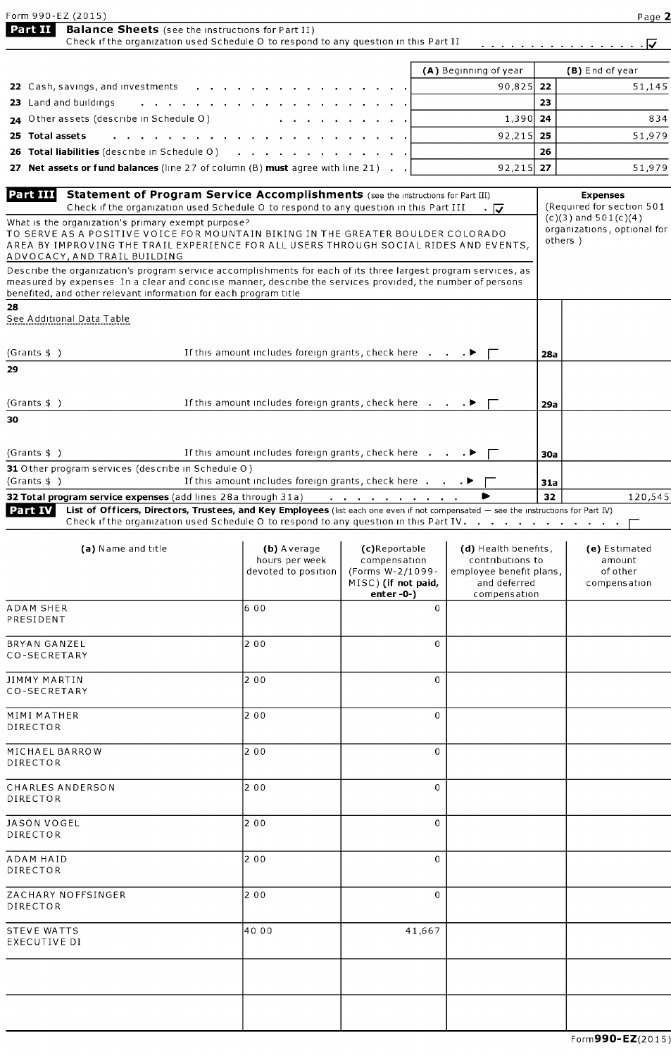Form 990-EZ (2015) Page **2**

**Part II** **Balance Sheets** (see the instructions for Part II)

Check if the organization used Schedule O to respond to any question in this Part II . . . . ☑

| | (A) Beginning of year | | (B) End of year |
|---|---|---|---|
| **22** Cash, savings, and investments | 90,825 | 22 | 51,145 |
| **23** Land and buildings | | 23 | |
| **24** Other assets (describe in Schedule O) | 1,390 | 24 | 834 |
| **25 Total assets** | 92,215 | 25 | 51,979 |
| **26 Total liabilities** (describe in Schedule O) | | 26 | |
| **27 Net assets or fund balances** (line 27 of column (B) **must** agree with line 21) | 92,215 | 27 | 51,979 |

**Part III** **Statement of Program Service Accomplishments** (see the instructions for Part III)

Check if the organization used Schedule O to respond to any question in this Part III . ☑

**Expenses** (Required for section 501(c)(3) and 501(c)(4) organizations, optional for others.)

What is the organization's primary exempt purpose?

TO SERVE AS A POSITIVE VOICE FOR MOUNTAIN BIKING IN THE GREATER BOULDER COLORADO AREA BY IMPROVING THE TRAIL EXPERIENCE FOR ALL USERS THROUGH SOCIAL RIDES AND EVENTS, ADVOCACY, AND TRAIL BUILDING

Describe the organization's program service accomplishments for each of its three largest program services, as measured by expenses. In a clear and concise manner, describe the services provided, the number of persons benefited, and other relevant information for each program title.

| | | |
|---|---|---|
| **28** See Additional Data Table | | |
| (Grants $ ) If this amount includes foreign grants, check here . . . ▶ ☐ | **28a** | |
| **29** | | |
| (Grants $ ) If this amount includes foreign grants, check here . . . ▶ ☐ | **29a** | |
| **30** | | |
| (Grants $ ) If this amount includes foreign grants, check here . . . ▶ ☐ | **30a** | |
| **31** Other program services (describe in Schedule O) (Grants $ ) If this amount includes foreign grants, check here . . . ▶ ☐ | **31a** | |
| **32 Total program service expenses** (add lines 28a through 31a) ▶ | **32** | 120,545 |

**Part IV** **List of Officers, Directors, Trustees, and Key Employees** (list each one even if not compensated — see the instructions for Part IV)

Check if the organization used Schedule O to respond to any question in this Part IV . . . . ☐

| (a) Name and title | (b) Average hours per week devoted to position | (c) Reportable compensation (Forms W-2/1099-MISC) (if not paid, enter -0-) | (d) Health benefits, contributions to employee benefit plans, and deferred compensation | (e) Estimated amount of other compensation |
|---|---|---|---|---|
| ADAM SHER PRESIDENT | 6 00 | 0 | | |
| BRYAN GANZEL CO-SECRETARY | 2 00 | 0 | | |
| JIMMY MARTIN CO-SECRETARY | 2 00 | 0 | | |
| MIMI MATHER DIRECTOR | 2 00 | 0 | | |
| MICHAEL BARROW DIRECTOR | 2 00 | 0 | | |
| CHARLES ANDERSON DIRECTOR | 2 00 | 0 | | |
| JASON VOGEL DIRECTOR | 2 00 | 0 | | |
| ADAM HAID DIRECTOR | 2 00 | 0 | | |
| ZACHARY NOFFSINGER DIRECTOR | 2 00 | 0 | | |
| STEVE WATTS EXECUTIVE DI | 40 00 | 41,667 | | |
| | | | | |
| | | | | |

Form **990-EZ** (2015)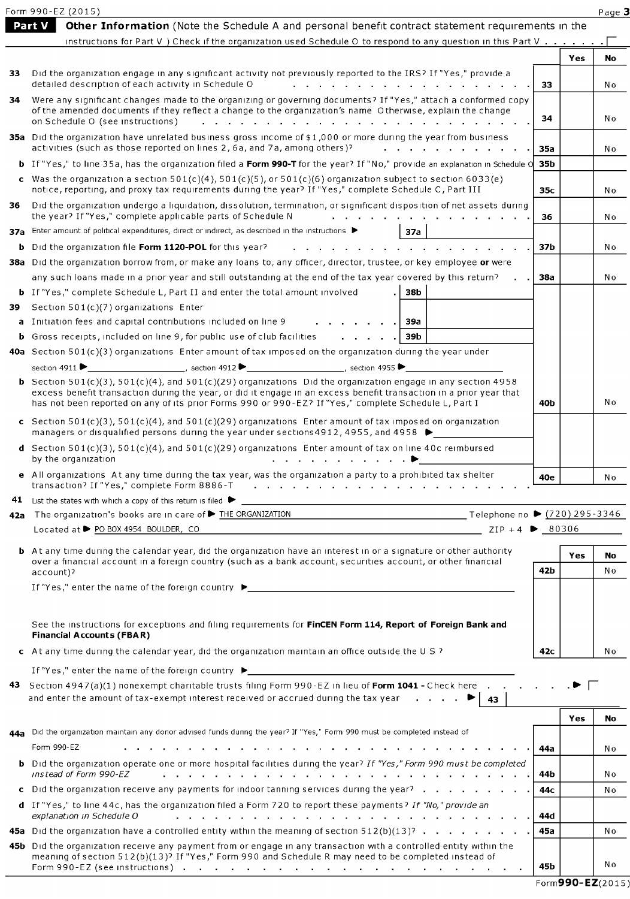## Part V — Other Information

(Note the Schedule A and personal benefit contract statement requirements in the instructions for Part V ) Check if the organization used Schedule O to respond to any question in this Part V . . . . . . . ☐

| | | | Yes | No |
|---|---|---|---|---|
| 33 | Did the organization engage in any significant activity not previously reported to the IRS? If "Yes," provide a detailed description of each activity in Schedule O | 33 | | No |
| 34 | Were any significant changes made to the organizing or governing documents? If "Yes," attach a conformed copy of the amended documents if they reflect a change to the organization's name Otherwise, explain the change on Schedule O (see instructions) | 34 | | No |
| 35a | Did the organization have unrelated business gross income of $1,000 or more during the year from business activities (such as those reported on lines 2, 6a, and 7a, among others)? | 35a | | No |
| b | If "Yes," to line 35a, has the organization filed a **Form 990-T** for the year? If "No," provide an explanation in Schedule O | 35b | | |
| c | Was the organization a section 501(c)(4), 501(c)(5), or 501(c)(6) organization subject to section 6033(e) notice, reporting, and proxy tax requirements during the year? If "Yes," complete Schedule C, Part III | 35c | | No |
| 36 | Did the organization undergo a liquidation, dissolution, termination, or significant disposition of net assets during the year? If "Yes," complete applicable parts of Schedule N | 36 | | No |
| 37a | Enter amount of political expenditures, direct or indirect, as described in the instructions ▶ 37a | | | |
| b | Did the organization file **Form 1120-POL** for this year? | 37b | | No |
| 38a | Did the organization borrow from, or make any loans to, any officer, director, trustee, or key employee **or** were any such loans made in a prior year and still outstanding at the end of the tax year covered by this return? | 38a | | No |
| b | If "Yes," complete Schedule L, Part II and enter the total amount involved 38b | | | |
| 39 | Section 501(c)(7) organizations Enter | | | |
| a | Initiation fees and capital contributions included on line 9 39a | | | |
| b | Gross receipts, included on line 9, for public use of club facilities 39b | | | |
| 40a | Section 501(c)(3) organizations Enter amount of tax imposed on the organization during the year under section 4911 ▶ ______, section 4912 ▶ ______, section 4955 ▶ ______ | | | |
| b | Section 501(c)(3), 501(c)(4), and 501(c)(29) organizations Did the organization engage in any section 4958 excess benefit transaction during the year, or did it engage in an excess benefit transaction in a prior year that has not been reported on any of its prior Forms 990 or 990-EZ? If "Yes," complete Schedule L, Part I | 40b | | No |
| c | Section 501(c)(3), 501(c)(4), and 501(c)(29) organizations Enter amount of tax imposed on organization managers or disqualified persons during the year under sections 4912, 4955, and 4958 ▶ ______ | | | |
| d | Section 501(c)(3), 501(c)(4), and 501(c)(29) organizations Enter amount of tax on line 40c reimbursed by the organization ▶ ______ | | | |
| e | All organizations At any time during the tax year, was the organization a party to a prohibited tax shelter transaction? If "Yes," complete Form 8886-T | 40e | | No |

41 List the states with which a copy of this return is filed ▶

42a The organization's books are in care of ▶ THE ORGANIZATION Telephone no ▶ (720) 295-3346

Located at ▶ PO BOX 4954 BOULDER, CO ZIP + 4 ▶ 80306

| | | | Yes | No |
|---|---|---|---|---|
| b | At any time during the calendar year, did the organization have an interest in or a signature or other authority over a financial account in a foreign country (such as a bank account, securities account, or other financial account)? If "Yes," enter the name of the foreign country ▶ ______ See the instructions for exceptions and filing requirements for **FinCEN Form 114, Report of Foreign Bank and Financial Accounts (FBAR)** | 42b | | No |
| c | At any time during the calendar year, did the organization maintain an office outside the U S ? If "Yes," enter the name of the foreign country ▶ ______ | 42c | | No |

43 Section 4947(a)(1) nonexempt charitable trusts filing Form 990-EZ in lieu of **Form 1041** - Check here . . . . . . ▶ ☐ and enter the amount of tax-exempt interest received or accrued during the tax year . . . . ▶ 43

| | | | Yes | No |
|---|---|---|---|---|
| 44a | Did the organization maintain any donor advised funds during the year? If "Yes," Form 990 must be completed instead of Form 990-EZ | 44a | | No |
| b | Did the organization operate one or more hospital facilities during the year? *If "Yes," Form 990 must be completed instead of Form 990-EZ* | 44b | | No |
| c | Did the organization receive any payments for indoor tanning services during the year? | 44c | | No |
| d | If "Yes," to line 44c, has the organization filed a Form 720 to report these payments? *If "No," provide an explanation in Schedule O* | 44d | | |
| 45a | Did the organization have a controlled entity within the meaning of section 512(b)(13)? | 45a | | No |
| 45b | Did the organization receive any payment from or engage in any transaction with a controlled entity within the meaning of section 512(b)(13)? If "Yes," Form 990 and Schedule R may need to be completed instead of Form 990-EZ (see instructions) | 45b | | No |

Form **990-EZ** (2015)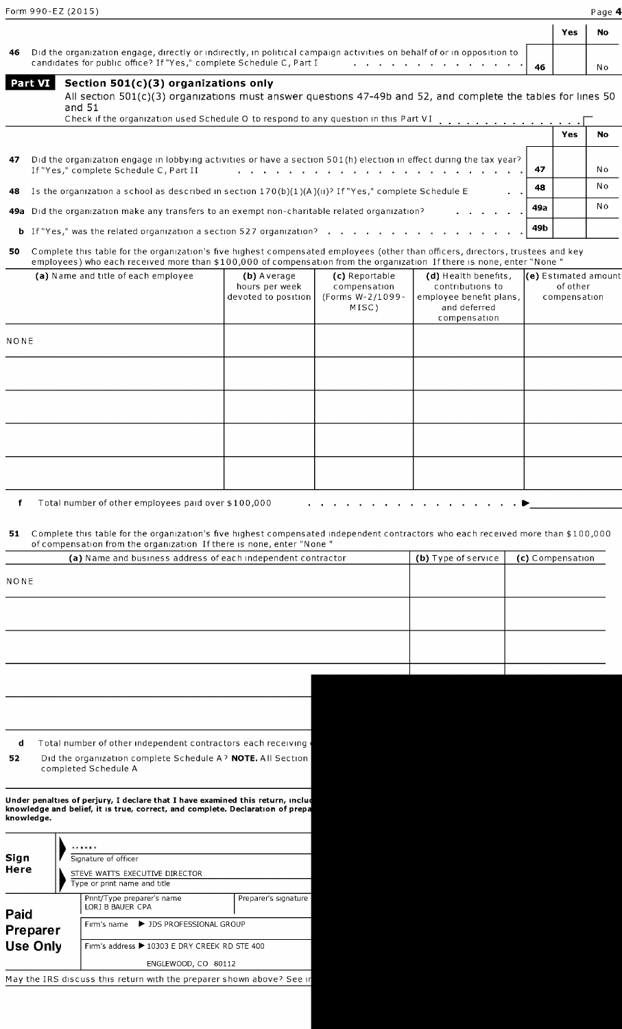Form 990-EZ (2015)

| | | | Yes | No |
|---|---|---|---|---|
| 46 | Did the organization engage, directly or indirectly, in political campaign activities on behalf of or in opposition to candidates for public office? If "Yes," complete Schedule C, Part I | 46 | | No |

## Part VI Section 501(c)(3) organizations only

All section 501(c)(3) organizations must answer questions 47-49b and 52, and complete the tables for lines 50 and 51

Check if the organization used Schedule O to respond to any question in this Part VI

| | | | Yes | No |
|---|---|---|---|---|
| 47 | Did the organization engage in lobbying activities or have a section 501(h) election in effect during the tax year? If "Yes," complete Schedule C, Part II | 47 | | No |
| 48 | Is the organization a school as described in section 170(b)(1)(A)(ii)? If "Yes," complete Schedule E | 48 | | No |
| 49a | Did the organization make any transfers to an exempt non-charitable related organization? | 49a | | No |
| b | If "Yes," was the related organization a section 527 organization? | 49b | | |

**50** Complete this table for the organization's five highest compensated employees (other than officers, directors, trustees and key employees) who each received more than $100,000 of compensation from the organization If there is none, enter "None"

| (a) Name and title of each employee | (b) Average hours per week devoted to position | (c) Reportable compensation (Forms W-2/1099-MISC) | (d) Health benefits, contributions to employee benefit plans, and deferred compensation | (e) Estimated amount of other compensation |
|---|---|---|---|---|
| NONE | | | | |
| | | | | |
| | | | | |
| | | | | |
| | | | | |

**f** Total number of other employees paid over $100,000

**51** Complete this table for the organization's five highest compensated independent contractors who each received more than $100,000 of compensation from the organization If there is none, enter "None"

| (a) Name and business address of each independent contractor | (b) Type of service | (c) Compensation |
|---|---|---|
| NONE | | |
| | | |
| | | |
| | | |
| | | |

**d** Total number of other independent contractors each receiving

**52** Did the organization complete Schedule A? **NOTE.** All Section completed Schedule A

**Under penalties of perjury, I declare that I have examined this return, inclu knowledge and belief, it is true, correct, and complete. Declaration of prepa knowledge.**

**Sign Here**

******
Signature of officer

STEVE WATTS EXECUTIVE DIRECTOR
Type or print name and title

**Paid Preparer Use Only**

| Print/Type preparer's name | Preparer's signature |
|---|---|
| LORI B BAUER CPA | |

Firm's name ▶ JDS PROFESSIONAL GROUP

Firm's address ▶ 10303 E DRY CREEK RD STE 400
ENGLEWOOD, CO 80112

May the IRS discuss this return with the preparer shown above? See in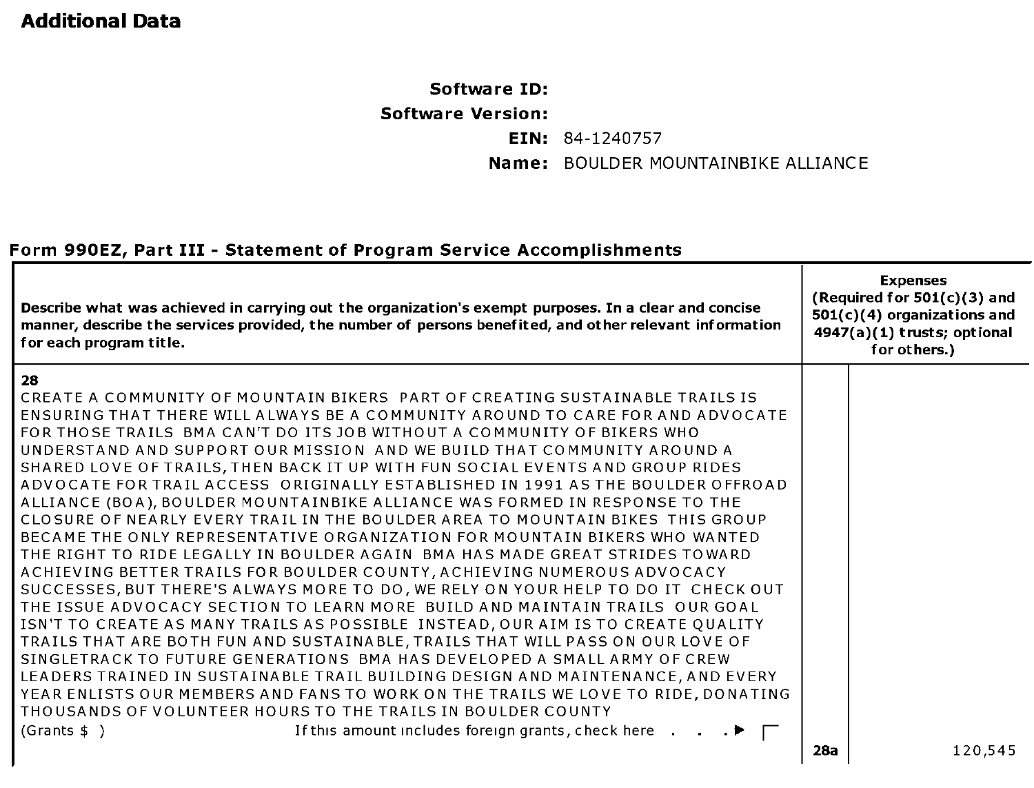# Additional Data

**Software ID:**
**Software Version:**
**EIN:** 84-1240757
**Name:** BOULDER MOUNTAINBIKE ALLIANCE

## Form 990EZ, Part III - Statement of Program Service Accomplishments

| Describe what was achieved in carrying out the organization's exempt purposes. In a clear and concise manner, describe the services provided, the number of persons benefited, and other relevant information for each program title. | | Expenses (Required for 501(c)(3) and 501(c)(4) organizations and 4947(a)(1) trusts; optional for others.) |
|---|---|---|
| **28** CREATE A COMMUNITY OF MOUNTAIN BIKERS PART OF CREATING SUSTAINABLE TRAILS IS ENSURING THAT THERE WILL ALWAYS BE A COMMUNITY AROUND TO CARE FOR AND ADVOCATE FOR THOSE TRAILS BMA CAN'T DO ITS JOB WITHOUT A COMMUNITY OF BIKERS WHO UNDERSTAND AND SUPPORT OUR MISSION AND WE BUILD THAT COMMUNITY AROUND A SHARED LOVE OF TRAILS, THEN BACK IT UP WITH FUN SOCIAL EVENTS AND GROUP RIDES ADVOCATE FOR TRAIL ACCESS ORIGINALLY ESTABLISHED IN 1991 AS THE BOULDER OFFROAD ALLIANCE (BOA), BOULDER MOUNTAINBIKE ALLIANCE WAS FORMED IN RESPONSE TO THE CLOSURE OF NEARLY EVERY TRAIL IN THE BOULDER AREA TO MOUNTAIN BIKES THIS GROUP BECAME THE ONLY REPRESENTATIVE ORGANIZATION FOR MOUNTAIN BIKERS WHO WANTED THE RIGHT TO RIDE LEGALLY IN BOULDER AGAIN BMA HAS MADE GREAT STRIDES TOWARD ACHIEVING BETTER TRAILS FOR BOULDER COUNTY, ACHIEVING NUMEROUS ADVOCACY SUCCESSES, BUT THERE'S ALWAYS MORE TO DO, WE RELY ON YOUR HELP TO DO IT CHECK OUT THE ISSUE ADVOCACY SECTION TO LEARN MORE BUILD AND MAINTAIN TRAILS OUR GOAL ISN'T TO CREATE AS MANY TRAILS AS POSSIBLE INSTEAD, OUR AIM IS TO CREATE QUALITY TRAILS THAT ARE BOTH FUN AND SUSTAINABLE, TRAILS THAT WILL PASS ON OUR LOVE OF SINGLETRACK TO FUTURE GENERATIONS BMA HAS DEVELOPED A SMALL ARMY OF CREW LEADERS TRAINED IN SUSTAINABLE TRAIL BUILDING DESIGN AND MAINTENANCE, AND EVERY YEAR ENLISTS OUR MEMBERS AND FANS TO WORK ON THE TRAILS WE LOVE TO RIDE, DONATING THOUSANDS OF VOLUNTEER HOURS TO THE TRAILS IN BOULDER COUNTY<br>(Grants $ ) If this amount includes foreign grants, check here . . . ▶ ☐ | **28a** | 120,545 |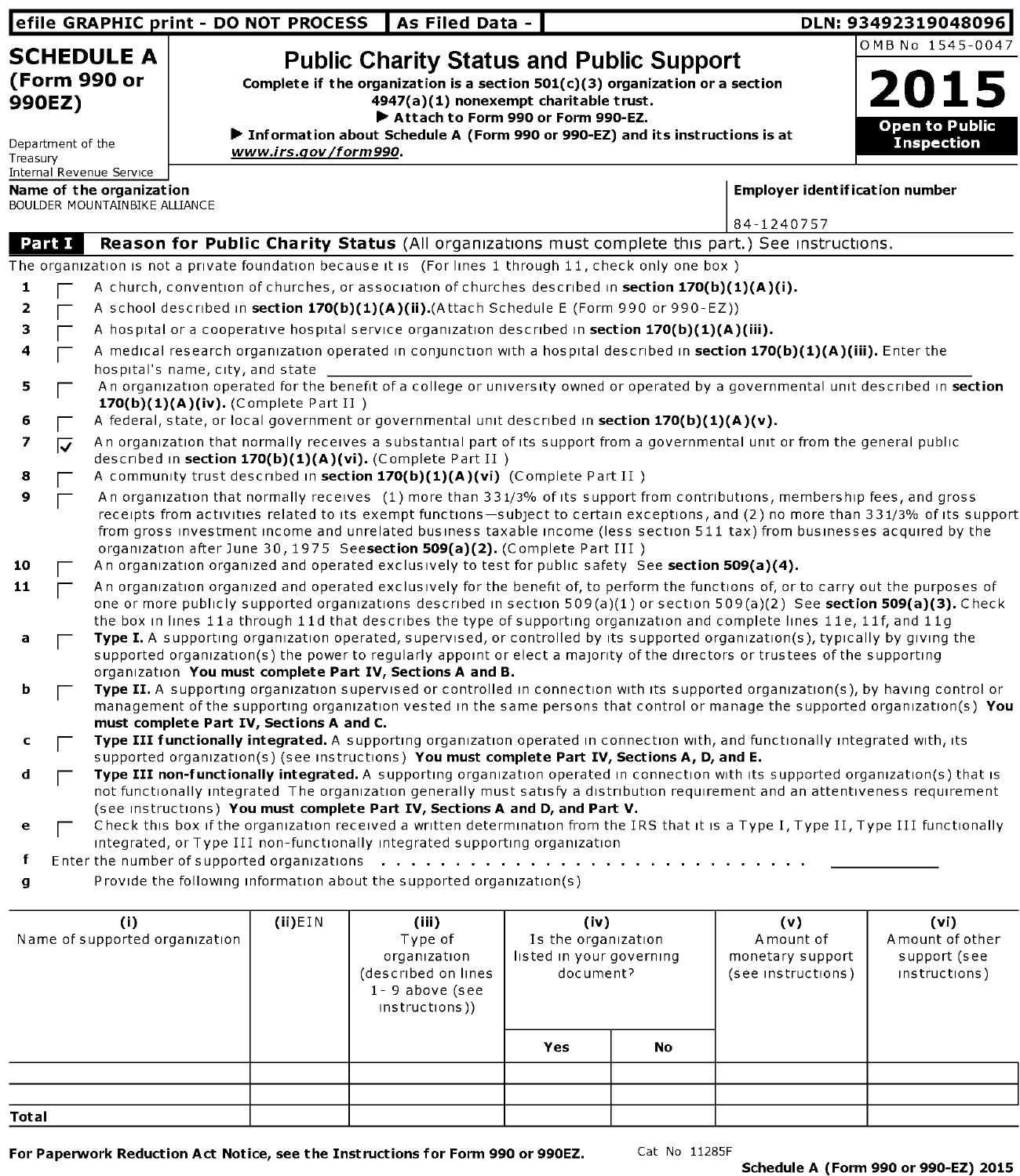efile GRAPHIC print - DO NOT PROCESS | As Filed Data - | DLN: 93492319048096

# SCHEDULE A (Form 990 or 990EZ)

Department of the Treasury
Internal Revenue Service

## Public Charity Status and Public Support

**Complete if the organization is a section 501(c)(3) organization or a section 4947(a)(1) nonexempt charitable trust.**
**▶ Attach to Form 990 or Form 990-EZ.**
**▶ Information about Schedule A (Form 990 or 990-EZ) and its instructions is at *www.irs.gov/form990*.**

OMB No 1545-0047

**2015**

**Open to Public Inspection**

**Name of the organization**
BOULDER MOUNTAINBIKE ALLIANCE

**Employer identification number**
84-1240757

## Part I Reason for Public Charity Status (All organizations must complete this part.) See instructions.

The organization is not a private foundation because it is (For lines 1 through 11, check only one box )

1 ☐ A church, convention of churches, or association of churches described in **section 170(b)(1)(A)(i).**

2 ☐ A school described in **section 170(b)(1)(A)(ii).**(Attach Schedule E (Form 990 or 990-EZ))

3 ☐ A hospital or a cooperative hospital service organization described in **section 170(b)(1)(A)(iii).**

4 ☐ A medical research organization operated in conjunction with a hospital described in **section 170(b)(1)(A)(iii).** Enter the hospital's name, city, and state ______

5 ☐ An organization operated for the benefit of a college or university owned or operated by a governmental unit described in **section 170(b)(1)(A)(iv).** (Complete Part II )

6 ☐ A federal, state, or local government or governmental unit described in **section 170(b)(1)(A)(v).**

7 ☑ An organization that normally receives a substantial part of its support from a governmental unit or from the general public described in **section 170(b)(1)(A)(vi).** (Complete Part II )

8 ☐ A community trust described in **section 170(b)(1)(A)(vi)** (Complete Part II )

9 ☐ An organization that normally receives (1) more than 331/3% of its support from contributions, membership fees, and gross receipts from activities related to its exempt functions—subject to certain exceptions, and (2) no more than 331/3% of its support from gross investment income and unrelated business taxable income (less section 511 tax) from businesses acquired by the organization after June 30, 1975 See**section 509(a)(2).** (Complete Part III )

10 ☐ An organization organized and operated exclusively to test for public safety See **section 509(a)(4).**

11 ☐ An organization organized and operated exclusively for the benefit of, to perform the functions of, or to carry out the purposes of one or more publicly supported organizations described in section 509(a)(1) or section 509(a)(2) See **section 509(a)(3).** Check the box in lines 11a through 11d that describes the type of supporting organization and complete lines 11e, 11f, and 11g

a ☐ **Type I.** A supporting organization operated, supervised, or controlled by its supported organization(s), typically by giving the supported organization(s) the power to regularly appoint or elect a majority of the directors or trustees of the supporting organization **You must complete Part IV, Sections A and B.**

b ☐ **Type II.** A supporting organization supervised or controlled in connection with its supported organization(s), by having control or management of the supporting organization vested in the same persons that control or manage the supported organization(s) **You must complete Part IV, Sections A and C.**

c ☐ **Type III functionally integrated.** A supporting organization operated in connection with, and functionally integrated with, its supported organization(s) (see instructions) **You must complete Part IV, Sections A, D, and E.**

d ☐ **Type III non-functionally integrated.** A supporting organization operated in connection with its supported organization(s) that is not functionally integrated The organization generally must satisfy a distribution requirement and an attentiveness requirement (see instructions) **You must complete Part IV, Sections A and D, and Part V.**

e ☐ Check this box if the organization received a written determination from the IRS that it is a Type I, Type II, Type III functionally integrated, or Type III non-functionally integrated supporting organization

f Enter the number of supported organizations . . . . . . . . . . . . . . . . . . . ______

g Provide the following information about the supported organization(s)

| (i) Name of supported organization | (ii)EIN | (iii) Type of organization (described on lines 1- 9 above (see instructions)) | (iv) Is the organization listed in your governing document? | | (v) Amount of monetary support (see instructions) | (vi) Amount of other support (see instructions) |
|---|---|---|---|---|---|---|
| | | | Yes | No | | |
| | | | | | | |
| | | | | | | |
| Total | | | | | | |

**For Paperwork Reduction Act Notice, see the Instructions for Form 990 or 990EZ.** Cat No 11285F **Schedule A (Form 990 or 990-EZ) 2015**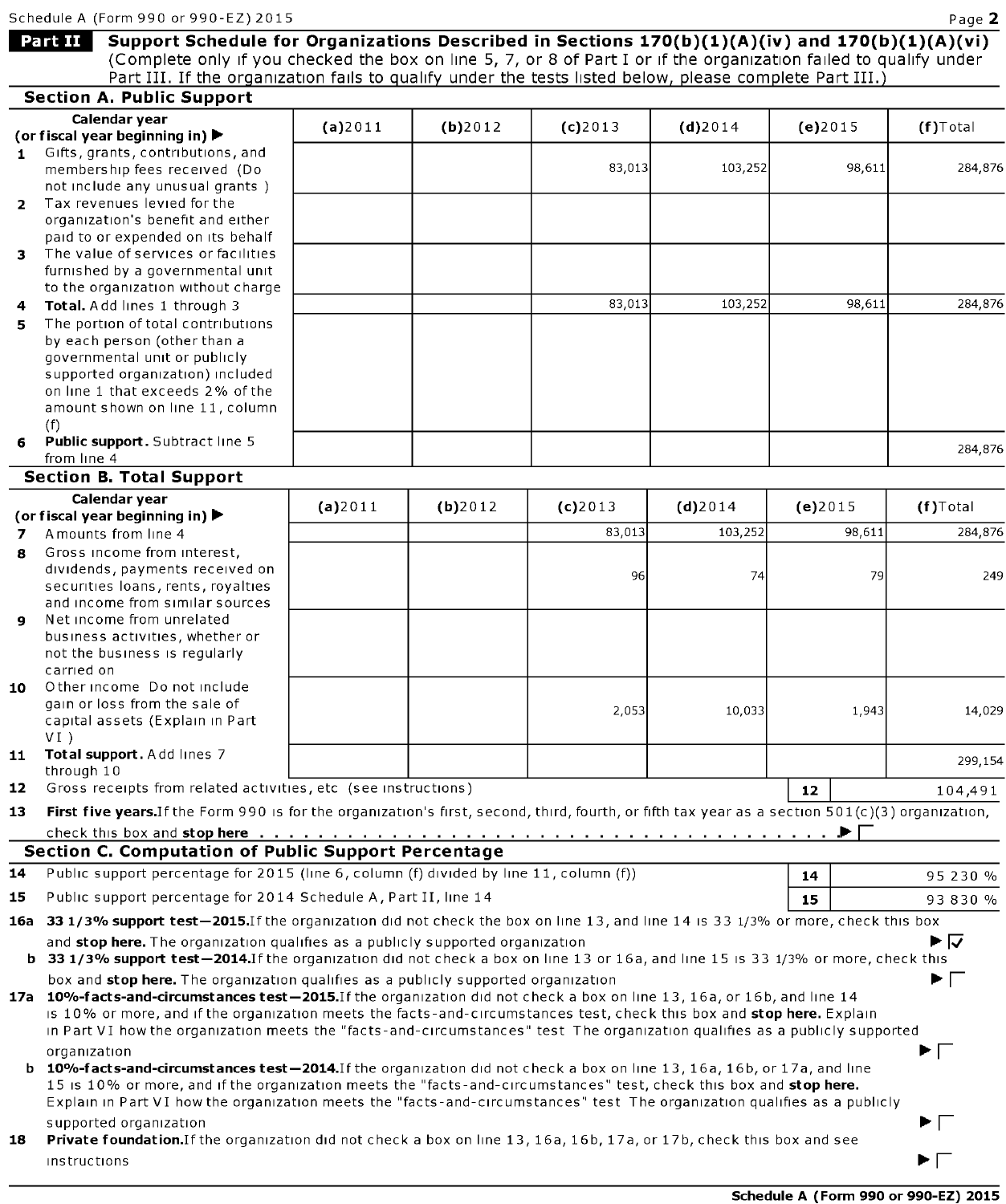Schedule A (Form 990 or 990-EZ) 2015

## Part II Support Schedule for Organizations Described in Sections 170(b)(1)(A)(iv) and 170(b)(1)(A)(vi)

(Complete only if you checked the box on line 5, 7, or 8 of Part I or if the organization failed to qualify under Part III. If the organization fails to qualify under the tests listed below, please complete Part III.)

### Section A. Public Support

| Calendar year (or fiscal year beginning in) ▶ | (a) 2011 | (b) 2012 | (c) 2013 | (d) 2014 | (e) 2015 | (f) Total |
|---|---|---|---|---|---|---|
| 1 Gifts, grants, contributions, and membership fees received (Do not include any unusual grants ) | | | 83,013 | 103,252 | 98,611 | 284,876 |
| 2 Tax revenues levied for the organization's benefit and either paid to or expended on its behalf | | | | | | |
| 3 The value of services or facilities furnished by a governmental unit to the organization without charge | | | | | | |
| 4 **Total.** Add lines 1 through 3 | | | 83,013 | 103,252 | 98,611 | 284,876 |
| 5 The portion of total contributions by each person (other than a governmental unit or publicly supported organization) included on line 1 that exceeds 2% of the amount shown on line 11, column (f) | | | | | | |
| 6 **Public support.** Subtract line 5 from line 4 | | | | | | 284,876 |

### Section B. Total Support

| Calendar year (or fiscal year beginning in) ▶ | (a) 2011 | (b) 2012 | (c) 2013 | (d) 2014 | (e) 2015 | (f) Total |
|---|---|---|---|---|---|---|
| 7 Amounts from line 4 | | | 83,013 | 103,252 | 98,611 | 284,876 |
| 8 Gross income from interest, dividends, payments received on securities loans, rents, royalties and income from similar sources | | | 96 | 74 | 79 | 249 |
| 9 Net income from unrelated business activities, whether or not the business is regularly carried on | | | | | | |
| 10 Other income Do not include gain or loss from the sale of capital assets (Explain in Part VI ) | | | 2,053 | 10,033 | 1,943 | 14,029 |
| 11 **Total support.** Add lines 7 through 10 | | | | | | 299,154 |

12 Gross receipts from related activities, etc (see instructions) | 12 | 104,491

13 **First five years.** If the Form 990 is for the organization's first, second, third, fourth, or fifth tax year as a section 501(c)(3) organization, check this box and **stop here** ▶ ☐

### Section C. Computation of Public Support Percentage

14 Public support percentage for 2015 (line 6, column (f) divided by line 11, column (f)) | 14 | 95 230 %

15 Public support percentage for 2014 Schedule A, Part II, line 14 | 15 | 93 830 %

**16a 33 1/3% support test—2015.** If the organization did not check the box on line 13, and line 14 is 33 1/3% or more, check this box and **stop here.** The organization qualifies as a publicly supported organization ▶ ☑

**b 33 1/3% support test—2014.** If the organization did not check a box on line 13 or 16a, and line 15 is 33 1/3% or more, check this box and **stop here.** The organization qualifies as a publicly supported organization ▶ ☐

**17a 10%-facts-and-circumstances test—2015.** If the organization did not check a box on line 13, 16a, or 16b, and line 14 is 10% or more, and if the organization meets the facts-and-circumstances test, check this box and **stop here.** Explain in Part VI how the organization meets the "facts-and-circumstances" test The organization qualifies as a publicly supported organization ▶ ☐

**b 10%-facts-and-circumstances test—2014.** If the organization did not check a box on line 13, 16a, 16b, or 17a, and line 15 is 10% or more, and if the organization meets the "facts-and-circumstances" test, check this box and **stop here.** Explain in Part VI how the organization meets the "facts-and-circumstances" test The organization qualifies as a publicly supported organization ▶ ☐

**18 Private foundation.** If the organization did not check a box on line 13, 16a, 16b, 17a, or 17b, check this box and see instructions ▶ ☐

**Schedule A (Form 990 or 990-EZ) 2015**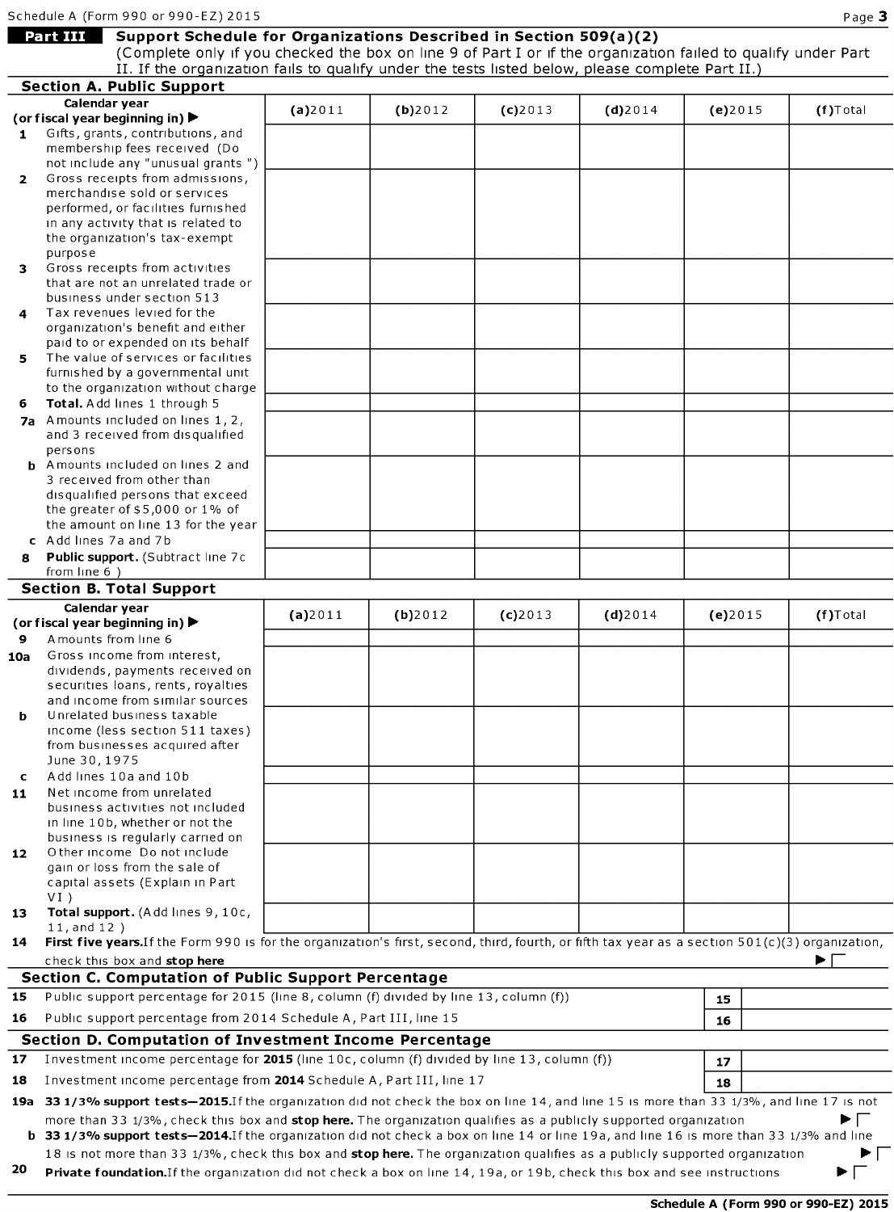## Part III Support Schedule for Organizations Described in Section 509(a)(2)

(Complete only if you checked the box on line 9 of Part I or if the organization failed to qualify under Part II. If the organization fails to qualify under the tests listed below, please complete Part II.)

### Section A. Public Support

| Calendar year (or fiscal year beginning in) ▶ | (a) 2011 | (b) 2012 | (c) 2013 | (d) 2014 | (e) 2015 | (f) Total |
|---|---|---|---|---|---|---|
| **1** Gifts, grants, contributions, and membership fees received (Do not include any "unusual grants") | | | | | | |
| **2** Gross receipts from admissions, merchandise sold or services performed, or facilities furnished in any activity that is related to the organization's tax-exempt purpose | | | | | | |
| **3** Gross receipts from activities that are not an unrelated trade or business under section 513 | | | | | | |
| **4** Tax revenues levied for the organization's benefit and either paid to or expended on its behalf | | | | | | |
| **5** The value of services or facilities furnished by a governmental unit to the organization without charge | | | | | | |
| **6** **Total.** Add lines 1 through 5 | | | | | | |
| **7a** Amounts included on lines 1, 2, and 3 received from disqualified persons | | | | | | |
| **b** Amounts included on lines 2 and 3 received from other than disqualified persons that exceed the greater of $5,000 or 1% of the amount on line 13 for the year | | | | | | |
| **c** Add lines 7a and 7b | | | | | | |
| **8** **Public support.** (Subtract line 7c from line 6 ) | | | | | | |

### Section B. Total Support

| Calendar year (or fiscal year beginning in) ▶ | (a) 2011 | (b) 2012 | (c) 2013 | (d) 2014 | (e) 2015 | (f) Total |
|---|---|---|---|---|---|---|
| **9** Amounts from line 6 | | | | | | |
| **10a** Gross income from interest, dividends, payments received on securities loans, rents, royalties and income from similar sources | | | | | | |
| **b** Unrelated business taxable income (less section 511 taxes) from businesses acquired after June 30, 1975 | | | | | | |
| **c** Add lines 10a and 10b | | | | | | |
| **11** Net income from unrelated business activities not included in line 10b, whether or not the business is regularly carried on | | | | | | |
| **12** Other income Do not include gain or loss from the sale of capital assets (Explain in Part VI ) | | | | | | |
| **13** **Total support.** (Add lines 9, 10c, 11, and 12 ) | | | | | | |

**14** **First five years.** If the Form 990 is for the organization's first, second, third, fourth, or fifth tax year as a section 501(c)(3) organization, check this box and **stop here** ▶ ☐

### Section C. Computation of Public Support Percentage

| | | | |
|---|---|---|---|
| **15** | Public support percentage for 2015 (line 8, column (f) divided by line 13, column (f)) | 15 | |
| **16** | Public support percentage from 2014 Schedule A, Part III, line 15 | 16 | |

### Section D. Computation of Investment Income Percentage

| | | | |
|---|---|---|---|
| **17** | Investment income percentage for **2015** (line 10c, column (f) divided by line 13, column (f)) | 17 | |
| **18** | Investment income percentage from **2014** Schedule A, Part III, line 17 | 18 | |

**19a** **33 1/3% support tests—2015.** If the organization did not check the box on line 14, and line 15 is more than 33 1/3%, and line 17 is not more than 33 1/3%, check this box and **stop here.** The organization qualifies as a publicly supported organization ▶ ☐

**b** **33 1/3% support tests—2014.** If the organization did not check a box on line 14 or line 19a, and line 16 is more than 33 1/3% and line 18 is not more than 33 1/3%, check this box and **stop here.** The organization qualifies as a publicly supported organization ▶ ☐

**20** **Private foundation.** If the organization did not check a box on line 14, 19a, or 19b, check this box and see instructions ▶ ☐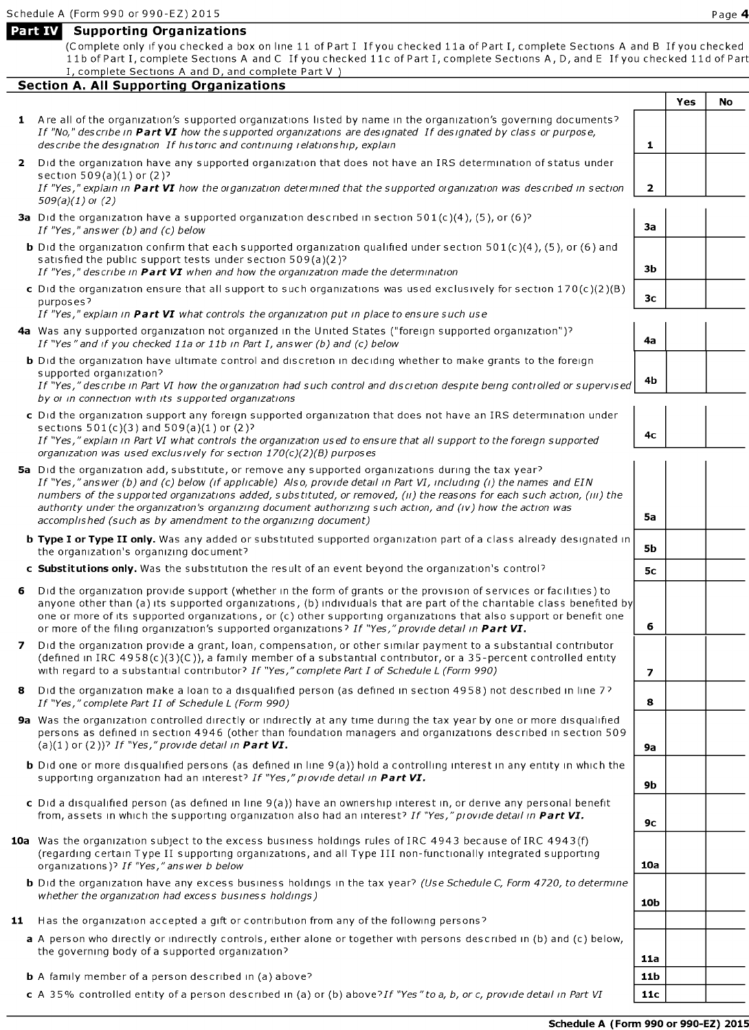## Part IV Supporting Organizations

(Complete only if you checked a box on line 11 of Part I If you checked 11a of Part I, complete Sections A and B If you checked 11b of Part I, complete Sections A and C If you checked 11c of Part I, complete Sections A, D, and E If you checked 11d of Part I, complete Sections A and D, and complete Part V )

### Section A. All Supporting Organizations

| | | | Yes | No |
|---|---|---|---|---|
| **1** | Are all of the organization's supported organizations listed by name in the organization's governing documents? *If "No," describe in **Part VI** how the supported organizations are designated If designated by class or purpose, describe the designation If historic and continuing relationship, explain* | **1** | | |
| **2** | Did the organization have any supported organization that does not have an IRS determination of status under section 509(a)(1) or (2)? *If "Yes," explain in **Part VI** how the organization determined that the supported organization was described in section 509(a)(1) or (2)* | **2** | | |
| **3a** | Did the organization have a supported organization described in section 501(c)(4), (5), or (6)? *If "Yes," answer (b) and (c) below* | **3a** | | |
| **b** | Did the organization confirm that each supported organization qualified under section 501(c)(4), (5), or (6) and satisfied the public support tests under section 509(a)(2)? *If "Yes," describe in **Part VI** when and how the organization made the determination* | **3b** | | |
| **c** | Did the organization ensure that all support to such organizations was used exclusively for section 170(c)(2)(B) purposes? *If "Yes," explain in **Part VI** what controls the organization put in place to ensure such use* | **3c** | | |
| **4a** | Was any supported organization not organized in the United States ("foreign supported organization")? *If "Yes" and if you checked 11a or 11b in Part I, answer (b) and (c) below* | **4a** | | |
| **b** | Did the organization have ultimate control and discretion in deciding whether to make grants to the foreign supported organization? *If "Yes," describe in Part VI how the organization had such control and discretion despite being controlled or supervised by or in connection with its supported organizations* | **4b** | | |
| **c** | Did the organization support any foreign supported organization that does not have an IRS determination under sections 501(c)(3) and 509(a)(1) or (2)? *If "Yes," explain in Part VI what controls the organization used to ensure that all support to the foreign supported organization was used exclusively for section 170(c)(2)(B) purposes* | **4c** | | |
| **5a** | Did the organization add, substitute, or remove any supported organizations during the tax year? *If "Yes," answer (b) and (c) below (if applicable) Also, provide detail in Part VI, including (i) the names and EIN numbers of the supported organizations added, substituted, or removed, (ii) the reasons for each such action, (iii) the authority under the organization's organizing document authorizing such action, and (iv) how the action was accomplished (such as by amendment to the organizing document)* | **5a** | | |
| **b** | **Type I or Type II only.** Was any added or substituted supported organization part of a class already designated in the organization's organizing document? | **5b** | | |
| **c** | **Substitutions only.** Was the substitution the result of an event beyond the organization's control? | **5c** | | |
| **6** | Did the organization provide support (whether in the form of grants or the provision of services or facilities) to anyone other than (a) its supported organizations, (b) individuals that are part of the charitable class benefited by one or more of its supported organizations, or (c) other supporting organizations that also support or benefit one or more of the filing organization's supported organizations? *If "Yes," provide detail in **Part VI.*** | **6** | | |
| **7** | Did the organization provide a grant, loan, compensation, or other similar payment to a substantial contributor (defined in IRC 4958(c)(3)(C)), a family member of a substantial contributor, or a 35-percent controlled entity with regard to a substantial contributor? *If "Yes," complete Part I of Schedule L (Form 990)* | **7** | | |
| **8** | Did the organization make a loan to a disqualified person (as defined in section 4958) not described in line 7? *If "Yes," complete Part II of Schedule L (Form 990)* | **8** | | |
| **9a** | Was the organization controlled directly or indirectly at any time during the tax year by one or more disqualified persons as defined in section 4946 (other than foundation managers and organizations described in section 509 (a)(1) or (2))? *If "Yes," provide detail in **Part VI.*** | **9a** | | |
| **b** | Did one or more disqualified persons (as defined in line 9(a)) hold a controlling interest in any entity in which the supporting organization had an interest? *If "Yes," provide detail in **Part VI.*** | **9b** | | |
| **c** | Did a disqualified person (as defined in line 9(a)) have an ownership interest in, or derive any personal benefit from, assets in which the supporting organization also had an interest? *If "Yes," provide detail in **Part VI.*** | **9c** | | |
| **10a** | Was the organization subject to the excess business holdings rules of IRC 4943 because of IRC 4943(f) (regarding certain Type II supporting organizations, and all Type III non-functionally integrated supporting organizations)? *If "Yes," answer b below* | **10a** | | |
| **b** | Did the organization have any excess business holdings in the tax year? *(Use Schedule C, Form 4720, to determine whether the organization had excess business holdings)* | **10b** | | |
| **11** | Has the organization accepted a gift or contribution from any of the following persons? | | | |
| **a** | A person who directly or indirectly controls, either alone or together with persons described in (b) and (c) below, the governing body of a supported organization? | **11a** | | |
| **b** | A family member of a person described in (a) above? | **11b** | | |
| **c** | A 35% controlled entity of a person described in (a) or (b) above? *If "Yes" to a, b, or c, provide detail in Part VI* | **11c** | | |

**Schedule A (Form 990 or 990-EZ) 2015**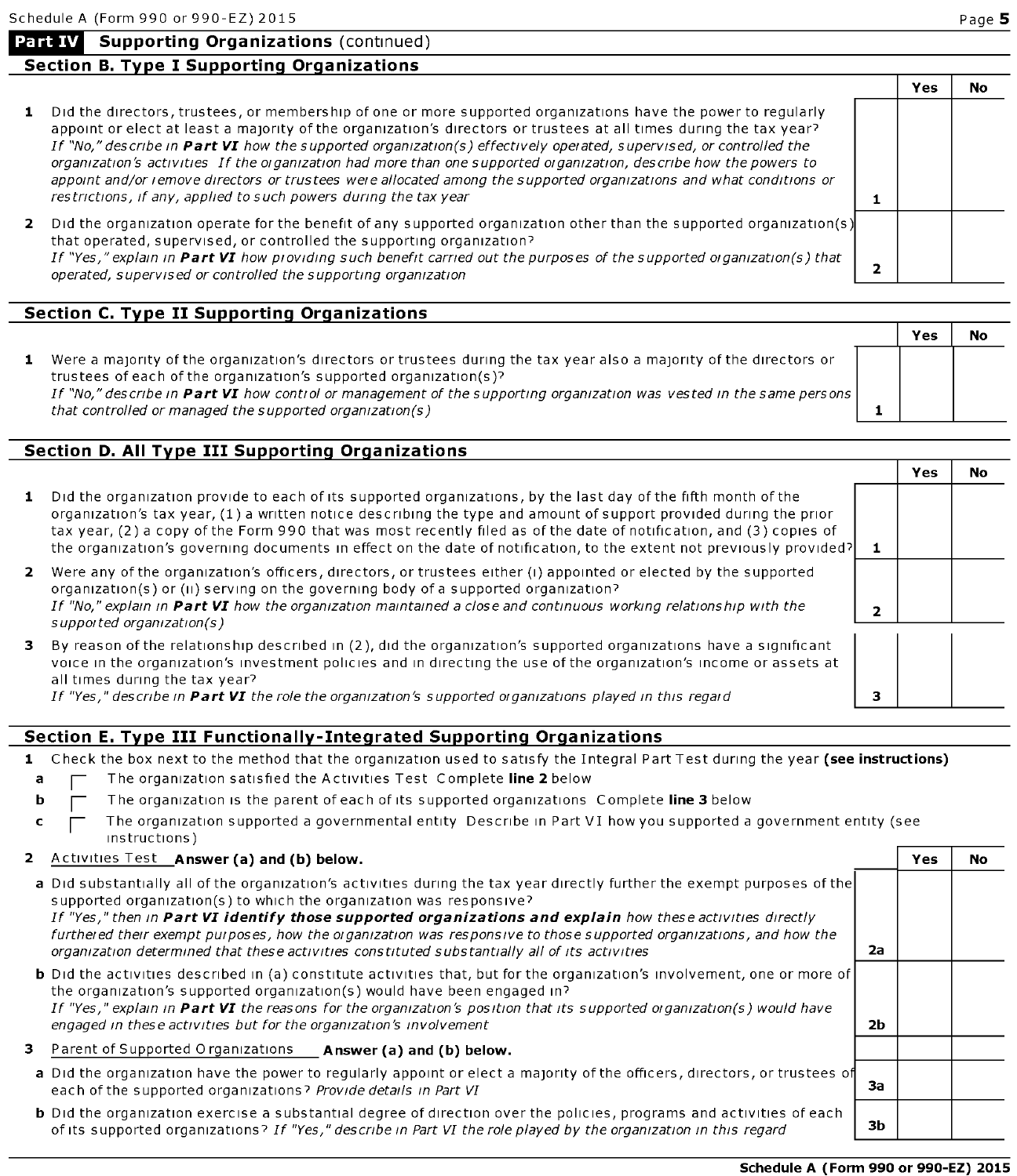## Part IV Supporting Organizations (continued)

### Section B. Type I Supporting Organizations

| | | Yes | No |
|---|---|---|---|
| **1** Did the directors, trustees, or membership of one or more supported organizations have the power to regularly appoint or elect at least a majority of the organization's directors or trustees at all times during the tax year? *If "No," describe in **Part VI** how the supported organization(s) effectively operated, supervised, or controlled the organization's activities If the organization had more than one supported organization, describe how the powers to appoint and/or remove directors or trustees were allocated among the supported organizations and what conditions or restrictions, if any, applied to such powers during the tax year* | 1 | | |
| **2** Did the organization operate for the benefit of any supported organization other than the supported organization(s) that operated, supervised, or controlled the supporting organization? *If "Yes," explain in **Part VI** how providing such benefit carried out the purposes of the supported organization(s) that operated, supervised or controlled the supporting organization* | 2 | | |

### Section C. Type II Supporting Organizations

| | | Yes | No |
|---|---|---|---|
| **1** Were a majority of the organization's directors or trustees during the tax year also a majority of the directors or trustees of each of the organization's supported organization(s)? *If "No," describe in **Part VI** how control or management of the supporting organization was vested in the same persons that controlled or managed the supported organization(s)* | 1 | | |

### Section D. All Type III Supporting Organizations

| | | Yes | No |
|---|---|---|---|
| **1** Did the organization provide to each of its supported organizations, by the last day of the fifth month of the organization's tax year, (1) a written notice describing the type and amount of support provided during the prior tax year, (2) a copy of the Form 990 that was most recently filed as of the date of notification, and (3) copies of the organization's governing documents in effect on the date of notification, to the extent not previously provided? | 1 | | |
| **2** Were any of the organization's officers, directors, or trustees either (i) appointed or elected by the supported organization(s) or (ii) serving on the governing body of a supported organization? *If "No," explain in **Part VI** how the organization maintained a close and continuous working relationship with the supported organization(s)* | 2 | | |
| **3** By reason of the relationship described in (2), did the organization's supported organizations have a significant voice in the organization's investment policies and in directing the use of the organization's income or assets at all times during the tax year? *If "Yes," describe in **Part VI** the role the organization's supported organizations played in this regard* | 3 | | |

### Section E. Type III Functionally-Integrated Supporting Organizations

**1** Check the box next to the method that the organization used to satisfy the Integral Part Test during the year **(see instructions)**

- **a** ☐ The organization satisfied the Activities Test Complete **line 2** below
- **b** ☐ The organization is the parent of each of its supported organizations Complete **line 3** below
- **c** ☐ The organization supported a governmental entity Describe in Part VI how you supported a government entity (see instructions)

| | | Yes | No |
|---|---|---|---|
| **2** Activities Test **Answer (a) and (b) below.** | | | |
| **a** Did substantially all of the organization's activities during the tax year directly further the exempt purposes of the supported organization(s) to which the organization was responsive? *If "Yes," then in **Part VI identify those supported organizations and explain** how these activities directly furthered their exempt purposes, how the organization was responsive to those supported organizations, and how the organization determined that these activities constituted substantially all of its activities* | 2a | | |
| **b** Did the activities described in (a) constitute activities that, but for the organization's involvement, one or more of the organization's supported organization(s) would have been engaged in? *If "Yes," explain in **Part VI** the reasons for the organization's position that its supported organization(s) would have engaged in these activities but for the organization's involvement* | 2b | | |
| **3** Parent of Supported Organizations **Answer (a) and (b) below.** | | | |
| **a** Did the organization have the power to regularly appoint or elect a majority of the officers, directors, or trustees of each of the supported organizations? *Provide details in Part VI* | 3a | | |
| **b** Did the organization exercise a substantial degree of direction over the policies, programs and activities of each of its supported organizations? *If "Yes," describe in Part VI the role played by the organization in this regard* | 3b | | |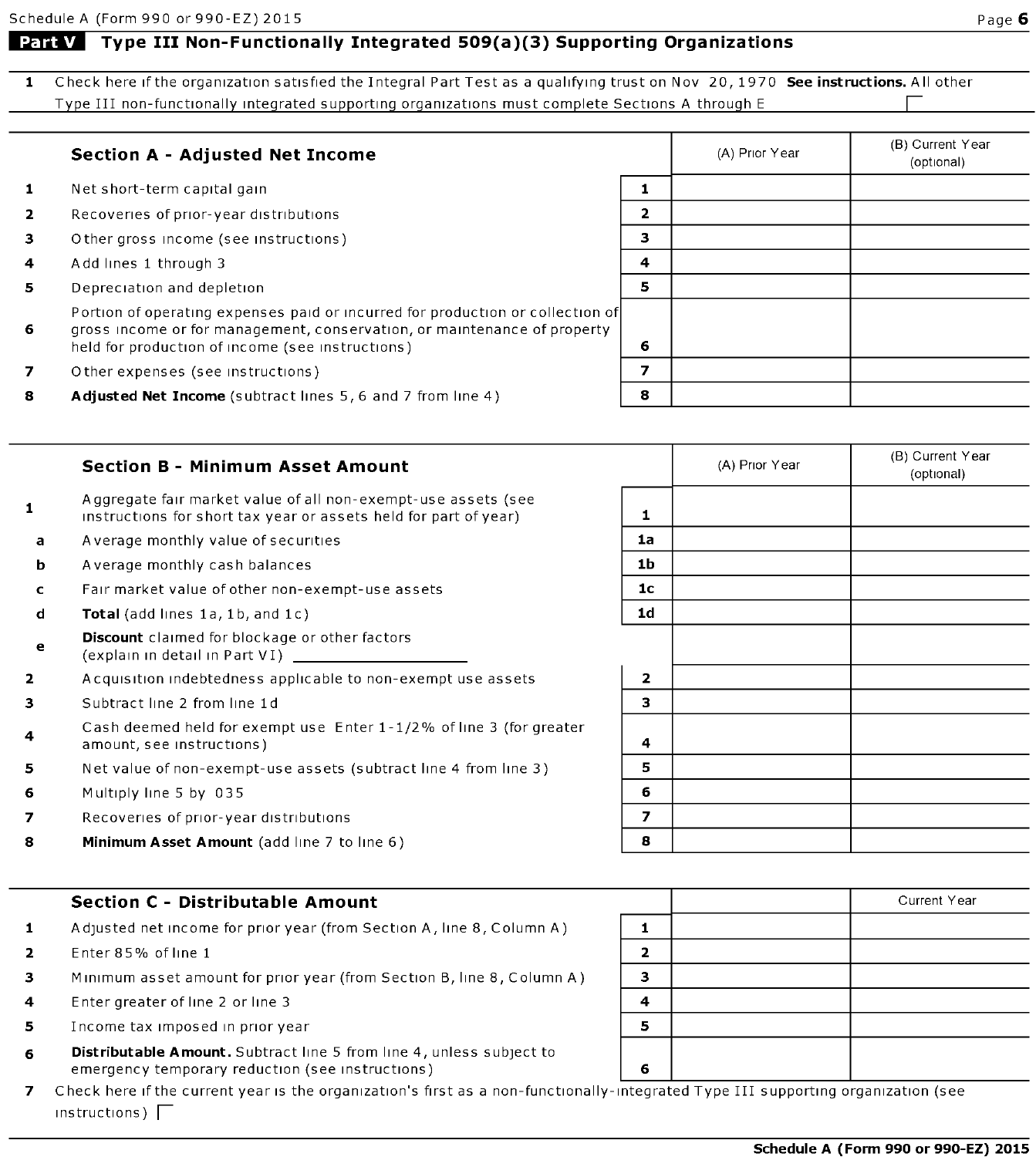## Part V Type III Non-Functionally Integrated 509(a)(3) Supporting Organizations

1 Check here if the organization satisfied the Integral Part Test as a qualifying trust on Nov 20, 1970 **See instructions.** All other Type III non-functionally integrated supporting organizations must complete Sections A through E ☐

| | **Section A - Adjusted Net Income** | | (A) Prior Year | (B) Current Year (optional) |
|---|---|---|---|---|
| 1 | Net short-term capital gain | 1 | | |
| 2 | Recoveries of prior-year distributions | 2 | | |
| 3 | Other gross income (see instructions) | 3 | | |
| 4 | Add lines 1 through 3 | 4 | | |
| 5 | Depreciation and depletion | 5 | | |
| 6 | Portion of operating expenses paid or incurred for production or collection of gross income or for management, conservation, or maintenance of property held for production of income (see instructions) | 6 | | |
| 7 | Other expenses (see instructions) | 7 | | |
| 8 | **Adjusted Net Income** (subtract lines 5, 6 and 7 from line 4) | 8 | | |

| | **Section B - Minimum Asset Amount** | | (A) Prior Year | (B) Current Year (optional) |
|---|---|---|---|---|
| 1 | Aggregate fair market value of all non-exempt-use assets (see instructions for short tax year or assets held for part of year) | 1 | | |
| a | Average monthly value of securities | 1a | | |
| b | Average monthly cash balances | 1b | | |
| c | Fair market value of other non-exempt-use assets | 1c | | |
| d | **Total** (add lines 1a, 1b, and 1c) | 1d | | |
| e | **Discount** claimed for blockage or other factors (explain in detail in Part VI) | | | |
| 2 | Acquisition indebtedness applicable to non-exempt use assets | 2 | | |
| 3 | Subtract line 2 from line 1d | 3 | | |
| 4 | Cash deemed held for exempt use Enter 1-1/2% of line 3 (for greater amount, see instructions) | 4 | | |
| 5 | Net value of non-exempt-use assets (subtract line 4 from line 3) | 5 | | |
| 6 | Multiply line 5 by 035 | 6 | | |
| 7 | Recoveries of prior-year distributions | 7 | | |
| 8 | **Minimum Asset Amount** (add line 7 to line 6) | 8 | | |

| | **Section C - Distributable Amount** | | | Current Year |
|---|---|---|---|---|
| 1 | Adjusted net income for prior year (from Section A, line 8, Column A) | 1 | | |
| 2 | Enter 85% of line 1 | 2 | | |
| 3 | Minimum asset amount for prior year (from Section B, line 8, Column A) | 3 | | |
| 4 | Enter greater of line 2 or line 3 | 4 | | |
| 5 | Income tax imposed in prior year | 5 | | |
| 6 | **Distributable Amount.** Subtract line 5 from line 4, unless subject to emergency temporary reduction (see instructions) | 6 | | |

7 Check here if the current year is the organization's first as a non-functionally-integrated Type III supporting organization (see instructions) ☐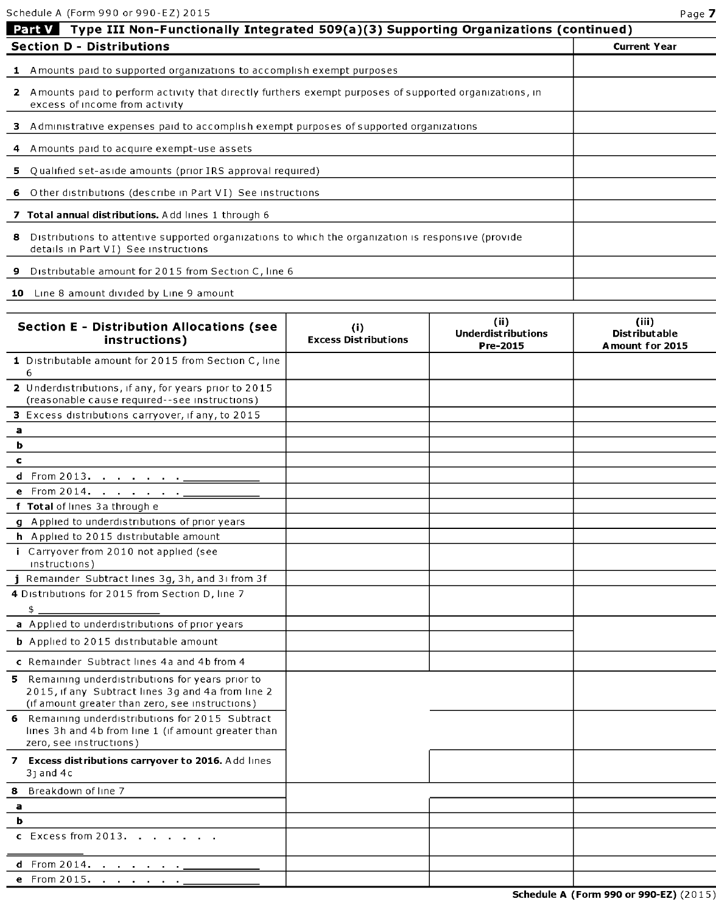## Part V Type III Non-Functionally Integrated 509(a)(3) Supporting Organizations (continued)

| Section D - Distributions | Current Year |
|---|---|
| **1** Amounts paid to supported organizations to accomplish exempt purposes | |
| **2** Amounts paid to perform activity that directly furthers exempt purposes of supported organizations, in excess of income from activity | |
| **3** Administrative expenses paid to accomplish exempt purposes of supported organizations | |
| **4** Amounts paid to acquire exempt-use assets | |
| **5** Qualified set-aside amounts (prior IRS approval required) | |
| **6** Other distributions (describe in Part VI) See instructions | |
| **7 Total annual distributions.** Add lines 1 through 6 | |
| **8** Distributions to attentive supported organizations to which the organization is responsive (provide details in Part VI) See instructions | |
| **9** Distributable amount for 2015 from Section C, line 6 | |
| **10** Line 8 amount divided by Line 9 amount | |

| Section E - Distribution Allocations (see instructions) | (i) Excess Distributions | (ii) Underdistributions Pre-2015 | (iii) Distributable Amount for 2015 |
|---|---|---|---|
| **1** Distributable amount for 2015 from Section C, line 6 | | | |
| **2** Underdistributions, if any, for years prior to 2015 (reasonable cause required--see instructions) | | | |
| **3** Excess distributions carryover, if any, to 2015 | | | |
| **a** | | | |
| **b** | | | |
| **c** | | | |
| **d** From 2013. . . . . . . ___________ | | | |
| **e** From 2014. . . . . . . ___________ | | | |
| **f Total** of lines 3a through e | | | |
| **g** Applied to underdistributions of prior years | | | |
| **h** Applied to 2015 distributable amount | | | |
| **i** Carryover from 2010 not applied (see instructions) | | | |
| **j** Remainder Subtract lines 3g, 3h, and 3i from 3f | | | |
| **4** Distributions for 2015 from Section D, line 7 $ ___________ | | | |
| **a** Applied to underdistributions of prior years | | | |
| **b** Applied to 2015 distributable amount | | | |
| **c** Remainder Subtract lines 4a and 4b from 4 | | | |
| **5** Remaining underdistributions for years prior to 2015, if any Subtract lines 3g and 4a from line 2 (if amount greater than zero, see instructions) | | | |
| **6** Remaining underdistributions for 2015 Subtract lines 3h and 4b from line 1 (if amount greater than zero, see instructions) | | | |
| **7 Excess distributions carryover to 2016.** Add lines 3j and 4c | | | |
| **8** Breakdown of line 7 | | | |
| **a** | | | |
| **b** | | | |
| **c** Excess from 2013. . . . . . . | | | |
| **d** From 2014. . . . . . . ___________ | | | |
| **e** From 2015. . . . . . . ___________ | | | |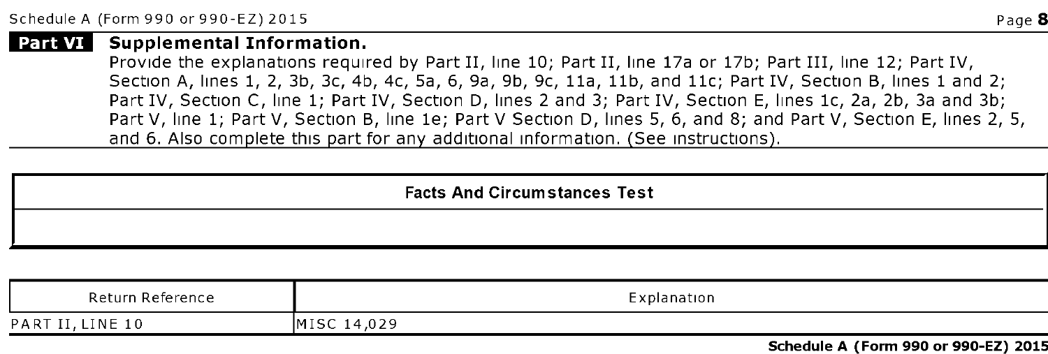## Part VI Supplemental Information.

Provide the explanations required by Part II, line 10; Part II, line 17a or 17b; Part III, line 12; Part IV, Section A, lines 1, 2, 3b, 3c, 4b, 4c, 5a, 6, 9a, 9b, 9c, 11a, 11b, and 11c; Part IV, Section B, lines 1 and 2; Part IV, Section C, line 1; Part IV, Section D, lines 2 and 3; Part IV, Section E, lines 1c, 2a, 2b, 3a and 3b; Part V, line 1; Part V, Section B, line 1e; Part V Section D, lines 5, 6, and 8; and Part V, Section E, lines 2, 5, and 6. Also complete this part for any additional information. (See instructions).

| Facts And Circumstances Test |
| --- |
| |

| Return Reference | Explanation |
| --- | --- |
| PART II, LINE 10 | MISC 14,029 |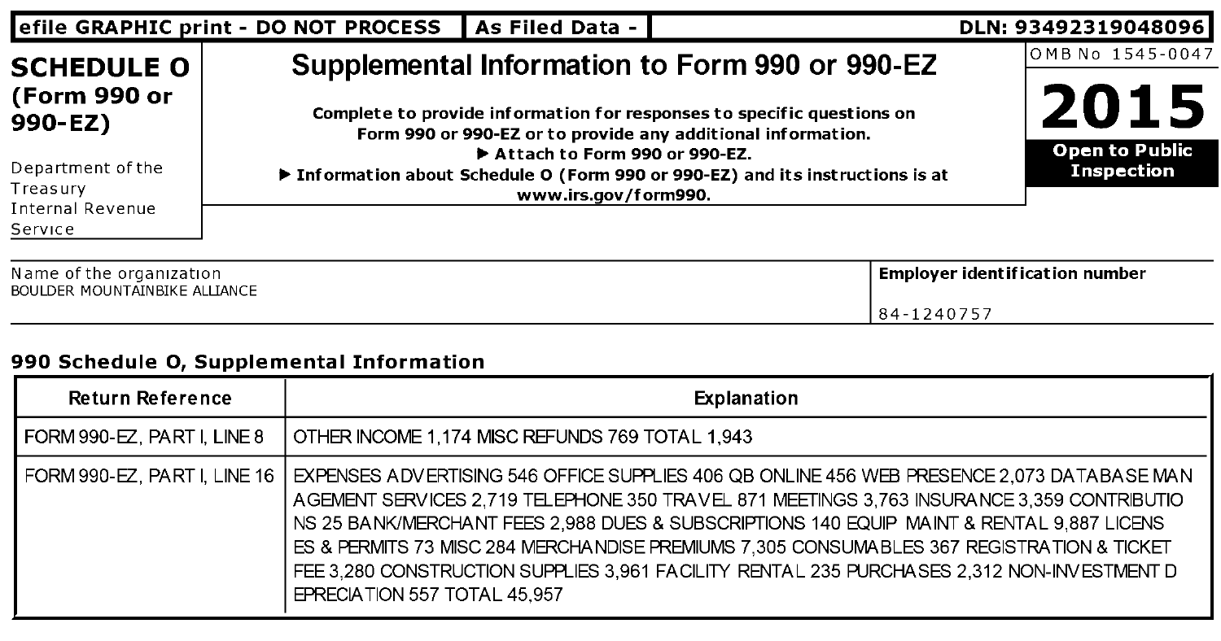efile GRAPHIC print - DO NOT PROCESS | As Filed Data - | DLN: 93492319048096

# SCHEDULE O (Form 990 or 990-EZ)

Department of the Treasury Internal Revenue Service

## Supplemental Information to Form 990 or 990-EZ

**Complete to provide information for responses to specific questions on Form 990 or 990-EZ or to provide any additional information.**
**▶ Attach to Form 990 or 990-EZ.**
**▶ Information about Schedule O (Form 990 or 990-EZ) and its instructions is at www.irs.gov/form990.**

OMB No 1545-0047

**2015**

**Open to Public Inspection**

| Name of the organization | Employer identification number |
|---|---|
| BOULDER MOUNTAINBIKE ALLIANCE | 84-1240757 |

### 990 Schedule O, Supplemental Information

| Return Reference | Explanation |
|---|---|
| FORM 990-EZ, PART I, LINE 8 | OTHER INCOME 1,174 MISC REFUNDS 769 TOTAL 1,943 |
| FORM 990-EZ, PART I, LINE 16 | EXPENSES ADVERTISING 546 OFFICE SUPPLIES 406 QB ONLINE 456 WEB PRESENCE 2,073 DATABASE MAN AGEMENT SERVICES 2,719 TELEPHONE 350 TRAVEL 871 MEETINGS 3,763 INSURANCE 3,359 CONTRIBUTIO NS 25 BANK/MERCHANT FEES 2,988 DUES & SUBSCRIPTIONS 140 EQUIP MAINT & RENTAL 9,887 LICENS ES & PERMITS 73 MISC 284 MERCHANDISE PREMIUMS 7,305 CONSUMABLES 367 REGISTRATION & TICKET FEE 3,280 CONSTRUCTION SUPPLIES 3,961 FACILITY RENTAL 235 PURCHASES 2,312 NON-INVESTMENT D EPRECIATION 557 TOTAL 45,957 |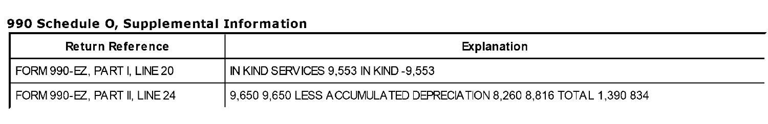## 990 Schedule O, Supplemental Information

| Return Reference | Explanation |
| --- | --- |
| FORM 990-EZ, PART I, LINE 20 | IN KIND SERVICES 9,553 IN KIND -9,553 |
| FORM 990-EZ, PART II, LINE 24 | 9,650 9,650 LESS ACCUMULATED DEPRECIATION 8,260 8,816 TOTAL 1,390 834 |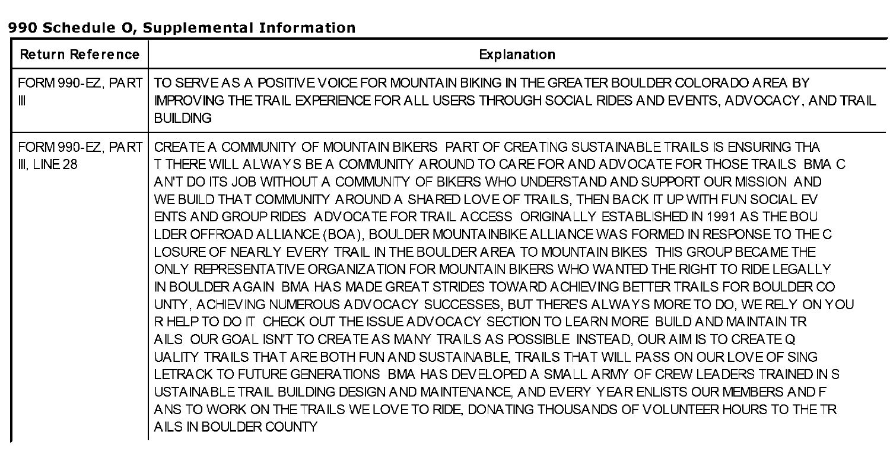## 990 Schedule O, Supplemental Information

| Return Reference | Explanation |
|---|---|
| FORM 990-EZ, PART III | TO SERVE AS A POSITIVE VOICE FOR MOUNTAIN BIKING IN THE GREATER BOULDER COLORADO AREA BY IMPROVING THE TRAIL EXPERIENCE FOR ALL USERS THROUGH SOCIAL RIDES AND EVENTS, ADVOCACY, AND TRAIL BUILDING |
| FORM 990-EZ, PART III, LINE 28 | CREATE A COMMUNITY OF MOUNTAIN BIKERS PART OF CREATING SUSTAINABLE TRAILS IS ENSURING THA T THERE WILL ALWAYS BE A COMMUNITY AROUND TO CARE FOR AND ADVOCATE FOR THOSE TRAILS BMA C AN'T DO ITS JOB WITHOUT A COMMUNITY OF BIKERS WHO UNDERSTAND AND SUPPORT OUR MISSION AND WE BUILD THAT COMMUNITY AROUND A SHARED LOVE OF TRAILS, THEN BACK IT UP WITH FUN SOCIAL EV ENTS AND GROUP RIDES ADVOCATE FOR TRAIL ACCESS ORIGINALLY ESTABLISHED IN 1991 AS THE BOU LDER OFFROAD ALLIANCE (BOA), BOULDER MOUNTAINBIKE ALLIANCE WAS FORMED IN RESPONSE TO THE C LOSURE OF NEARLY EVERY TRAIL IN THE BOULDER AREA TO MOUNTAIN BIKES THIS GROUP BECAME THE ONLY REPRESENTATIVE ORGANIZATION FOR MOUNTAIN BIKERS WHO WANTED THE RIGHT TO RIDE LEGALLY IN BOULDER AGAIN BMA HAS MADE GREAT STRIDES TOWARD ACHIEVING BETTER TRAILS FOR BOULDER CO UNTY, ACHIEVING NUMEROUS ADVOCACY SUCCESSES, BUT THERE'S ALWAYS MORE TO DO, WE RELY ON YOU R HELP TO DO IT CHECK OUT THE ISSUE ADVOCACY SECTION TO LEARN MORE BUILD AND MAINTAIN TR AILS OUR GOAL ISN'T TO CREATE AS MANY TRAILS AS POSSIBLE INSTEAD, OUR AIM IS TO CREATE Q UALITY TRAILS THAT ARE BOTH FUN AND SUSTAINABLE, TRAILS THAT WILL PASS ON OUR LOVE OF SING LETRACK TO FUTURE GENERATIONS BMA HAS DEVELOPED A SMALL ARMY OF CREW LEADERS TRAINED IN S USTAINABLE TRAIL BUILDING DESIGN AND MAINTENANCE, AND EVERY YEAR ENLISTS OUR MEMBERS AND F ANS TO WORK ON THE TRAILS WE LOVE TO RIDE, DONATING THOUSANDS OF VOLUNTEER HOURS TO THE TR AILS IN BOULDER COUNTY |